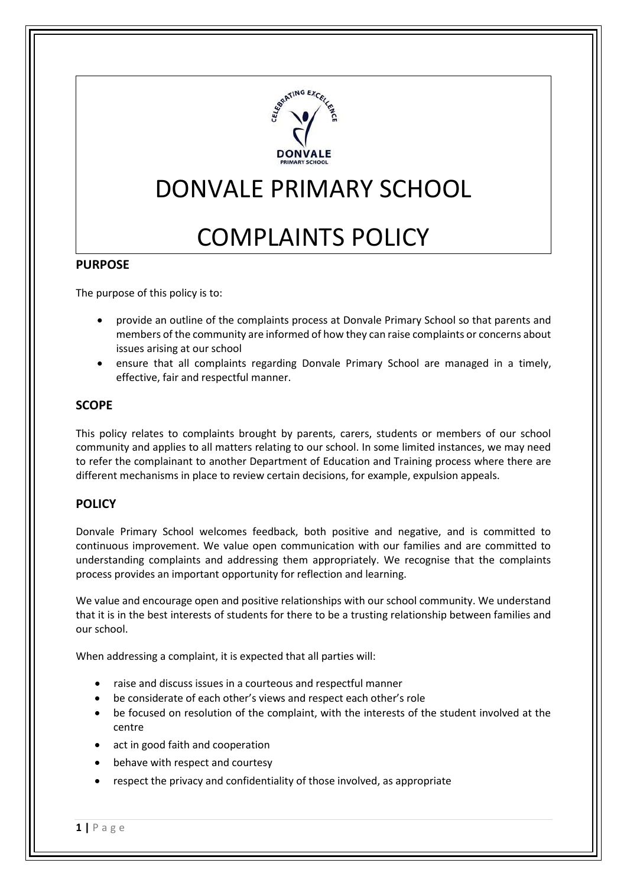# DONVALE PRIMARY SCHOOL

# COMPLAINTS POLICY

## PURPOSE

The purpose of this policy is to:

- provide an outline of the complaints process at Donvale Primary School so that parents and members of the community are informed of how they can raise complaints or concerns about issues arising at our school
- ensure that all complaints regarding Donvale Primary School are managed in a timely, effective, fair and respectful manner.

## SCOPE

This policy relates to complaints brought by parents, carers, students or members of our school community and applies to all matters relating to our school. In some limited instances, we may need to refer the complainant to another Department of Education and Training process where there are different mechanisms in place to review certain decisions, for example, expulsion appeals.

## POLICY

Donvale Primary School welcomes feedback, both positive and negative, and is committed to continuous improvement. We value open communication with our families and are committed to understanding complaints and addressing them appropriately. We recognise that the complaints process provides an important opportunity for reflection and learning.

We value and encourage open and positive relationships with our school community. We understand that it is in the best interests of students for there to be a trusting relationship between families and our school.

When addressing a complaint, it is expected that all parties will:

- raise and discuss issues in a courteous and respectful manner
- be considerate of each other's views and respect each other's role
- be focused on resolution of the complaint, with the interests of the student involved at the centre
- act in good faith and cooperation
- behave with respect and courtesy
- respect the privacy and confidentiality of those involved, as appropriate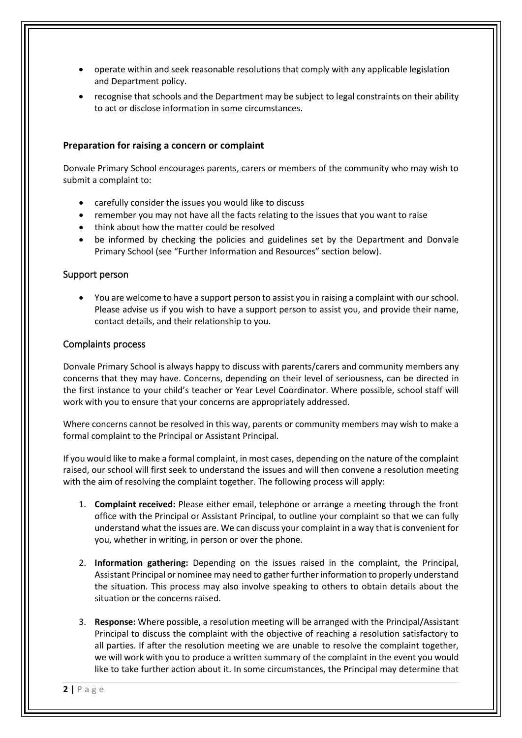- operate within and seek reasonable resolutions that comply with any applicable legislation and Department policy.
- recognise that schools and the Department may be subject to legal constraints on their ability to act or disclose information in some circumstances.

### Preparation for raising a concern or complaint

Donvale Primary School encourages parents, carers or members of the community who may wish to submit a complaint to:

- carefully consider the issues you would like to discuss
- remember you may not have all the facts relating to the issues that you want to raise
- think about how the matter could be resolved
- be informed by checking the policies and guidelines set by the Department and Donvale Primary School (see "Further Information and Resources" section below).

## Support person

- You are welcome to have a support person to assist you in raising a complaint with our school. Please advise us if you wish to have a support person to assist you, and provide their name, contact details, and their relationship to you.

## Complaints process

Donvale Primary School is always happy to discuss with parents/carers and community members any concerns that they may have. Concerns, depending on their level of seriousness, can be directed in the first instance to your child's teacher or Year Level Coordinator. Where possible, school staff will work with you to ensure that your concerns are appropriately addressed.

Where concerns cannot be resolved in this way, parents or community members may wish to make a formal complaint to the Principal or Assistant Principal.

If you would like to make a formal complaint, in most cases, depending on the nature of the complaint raised, our school will first seek to understand the issues and will then convene a resolution meeting with the aim of resolving the complaint together. The following process will apply:

1. **Complaint received:** Please either email, telephone or arrange a meeting through the front office with the Principal or Assistant Principal, to outline your complaint so that we can fully understand what the issues are. We can discuss your complaint in a way that is convenient for you, whether in writing, in person or over the phone.

2. **Information gathering:** Depending on the issues raised in the complaint, the Principal, Assistant Principal or nominee may need to gather further information to properly understand the situation. This process may also involve speaking to others to obtain details about the situation or the concerns raised.

3. **Response:** Where possible, a resolution meeting will be arranged with the Principal/Assistant Principal to discuss the complaint with the objective of reaching a resolution satisfactory to all parties. If after the resolution meeting we are unable to resolve the complaint together, we will work with you to produce a written summary of the complaint in the event you would like to take further action about it. In some circumstances, the Principal may determine that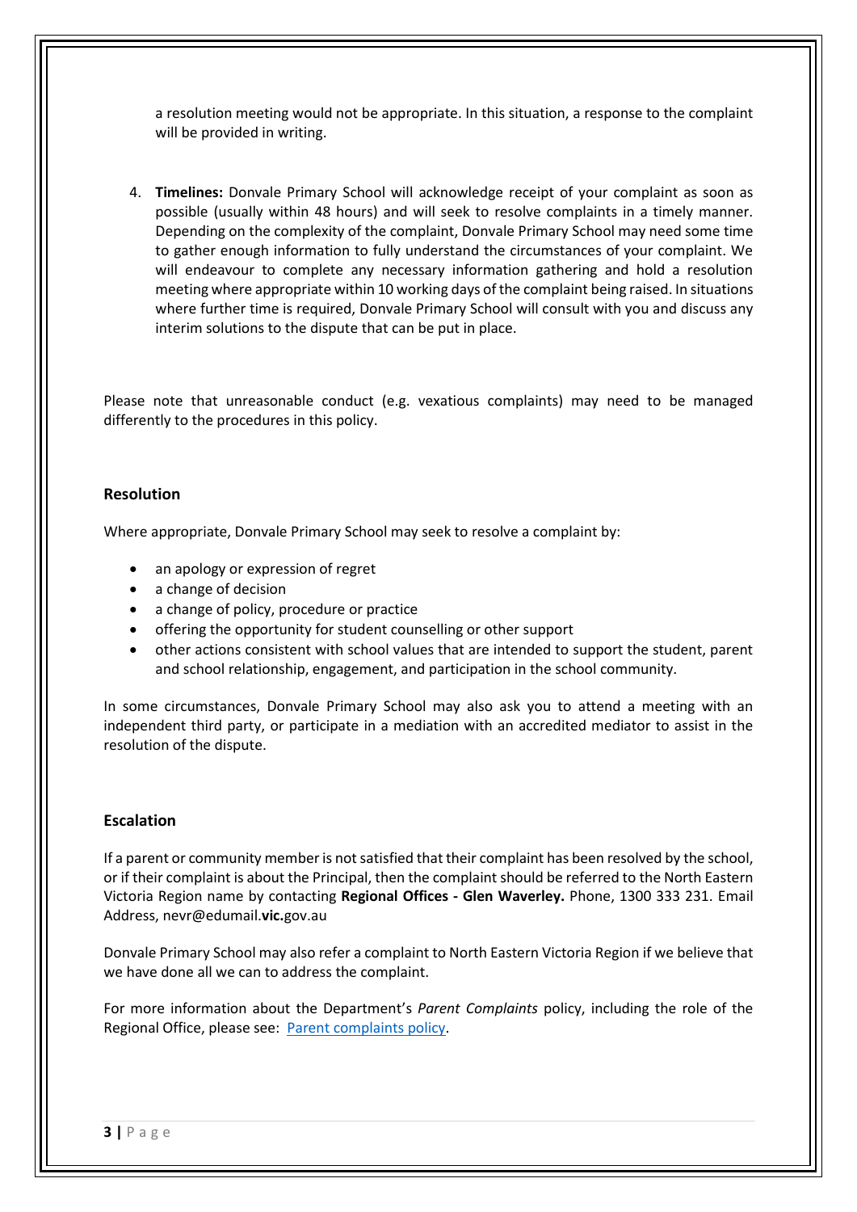a resolution meeting would not be appropriate. In this situation, a response to the complaint will be provided in writing.

4. **Timelines:** Donvale Primary School will acknowledge receipt of your complaint as soon as possible (usually within 48 hours) and will seek to resolve complaints in a timely manner. Depending on the complexity of the complaint, Donvale Primary School may need some time to gather enough information to fully understand the circumstances of your complaint. We will endeavour to complete any necessary information gathering and hold a resolution meeting where appropriate within 10 working days of the complaint being raised. In situations where further time is required, Donvale Primary School will consult with you and discuss any interim solutions to the dispute that can be put in place.

Please note that unreasonable conduct (e.g. vexatious complaints) may need to be managed differently to the procedures in this policy.

### Resolution

Where appropriate, Donvale Primary School may seek to resolve a complaint by:

- an apology or expression of regret
- a change of decision
- a change of policy, procedure or practice
- offering the opportunity for student counselling or other support
- other actions consistent with school values that are intended to support the student, parent and school relationship, engagement, and participation in the school community.

In some circumstances, Donvale Primary School may also ask you to attend a meeting with an independent third party, or participate in a mediation with an accredited mediator to assist in the resolution of the dispute.

### Escalation

If a parent or community member is not satisfied that their complaint has been resolved by the school, or if their complaint is about the Principal, then the complaint should be referred to the North Eastern Victoria Region name by contacting **Regional Offices - Glen Waverley.** Phone, 1300 333 231. Email Address, nevr@edumail.**vic.**gov.au

Donvale Primary School may also refer a complaint to North Eastern Victoria Region if we believe that we have done all we can to address the complaint.

For more information about the Department's *Parent Complaints* policy, including the role of the Regional Office, please see: [Parent complaints policy](#).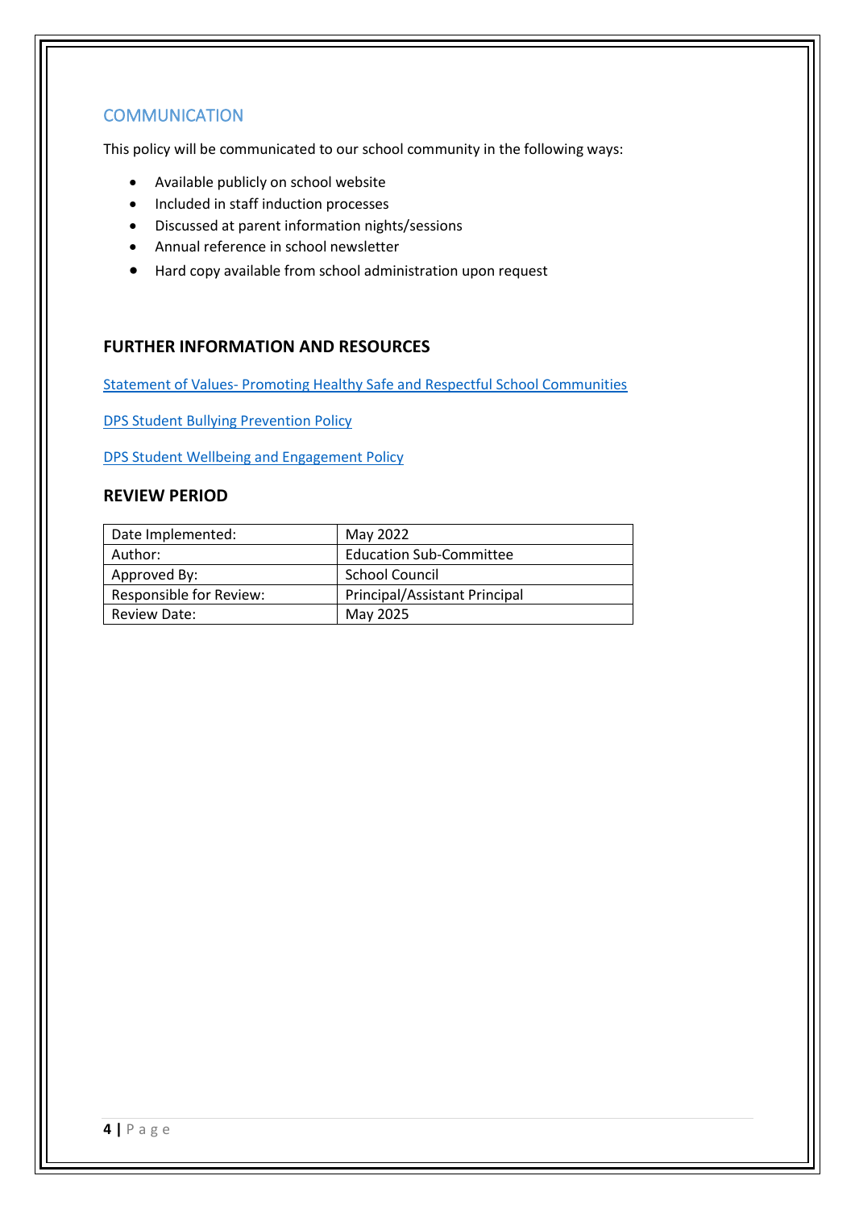## COMMUNICATION

This policy will be communicated to our school community in the following ways:

- Available publicly on school website
- Included in staff induction processes
- Discussed at parent information nights/sessions
- Annual reference in school newsletter
- Hard copy available from school administration upon request

## FURTHER INFORMATION AND RESOURCES

Statement of Values- Promoting Healthy Safe and Respectful School Communities

DPS Student Bullying Prevention Policy

DPS Student Wellbeing and Engagement Policy

## REVIEW PERIOD

| | |
|---|---|
| Date Implemented: | May 2022 |
| Author: | Education Sub-Committee |
| Approved By: | School Council |
| Responsible for Review: | Principal/Assistant Principal |
| Review Date: | May 2025 |